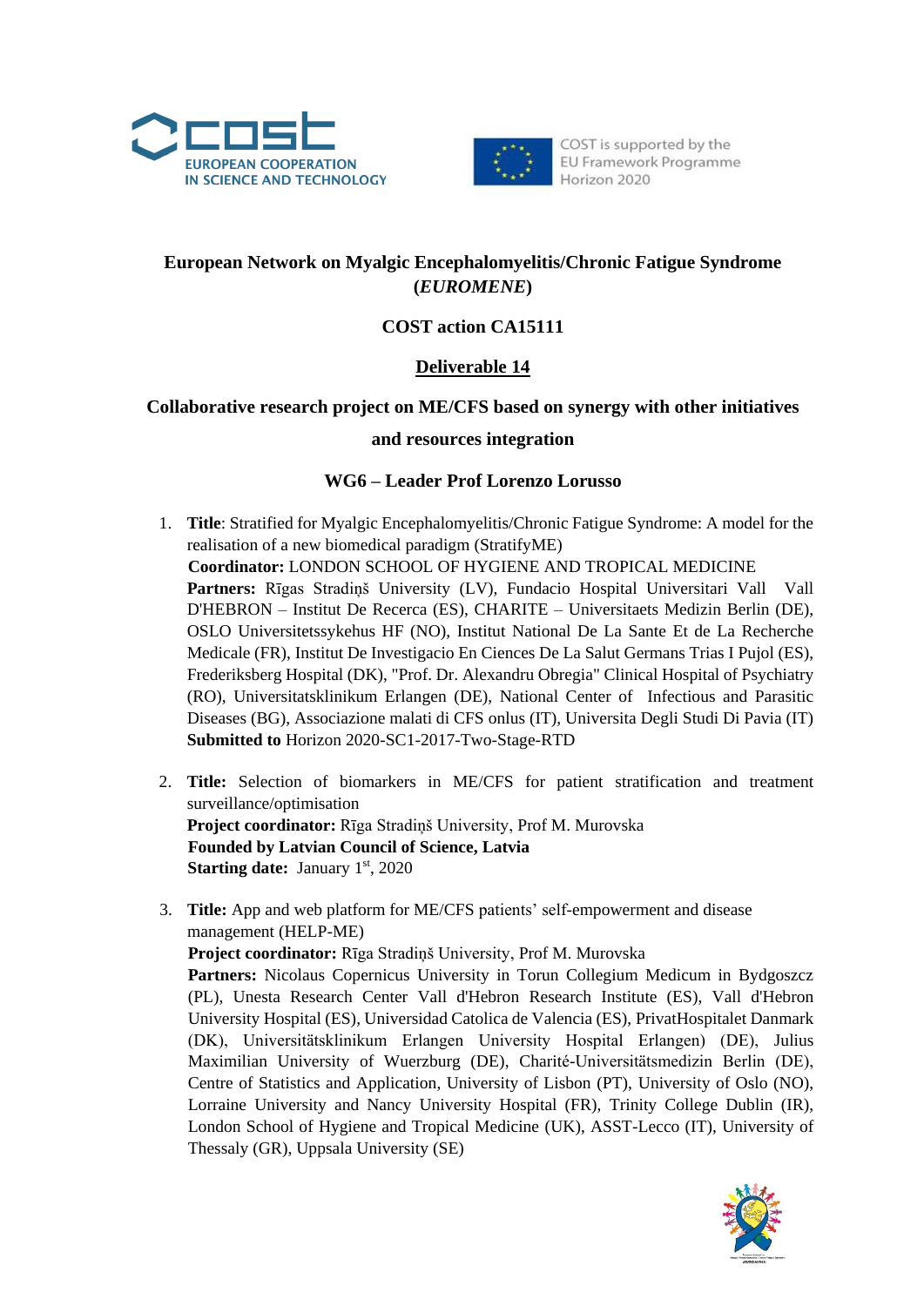# European Network on Myalgic Encephalomyelitis/Chronic Fatigue Syndrome (*EUROMENE*)

## COST action CA15111

## <u>Deliverable 14</u>

## Collaborative research project on ME/CFS based on synergy with other initiatives and resources integration

### WG6 – Leader Prof Lorenzo Lorusso

1. **Title**: Stratified for Myalgic Encephalomyelitis/Chronic Fatigue Syndrome: A model for the realisation of a new biomedical paradigm (StratifyME)
   **Coordinator:** LONDON SCHOOL OF HYGIENE AND TROPICAL MEDICINE
   **Partners:** Rīgas Stradiņš University (LV), Fundacio Hospital Universitari Vall Vall D'HEBRON – Institut De Recerca (ES), CHARITE – Universitaets Medizin Berlin (DE), OSLO Universitetssykehus HF (NO), Institut National De La Sante Et de La Recherche Medicale (FR), Institut De Investigacio En Ciences De La Salut Germans Trias I Pujol (ES), Frederiksberg Hospital (DK), "Prof. Dr. Alexandru Obregia" Clinical Hospital of Psychiatry (RO), Universitatsklinikum Erlangen (DE), National Center of Infectious and Parasitic Diseases (BG), Associazione malati di CFS onlus (IT), Universita Degli Studi Di Pavia (IT)
   **Submitted to** Horizon 2020-SC1-2017-Two-Stage-RTD

2. **Title:** Selection of biomarkers in ME/CFS for patient stratification and treatment surveillance/optimisation
   **Project coordinator:** Rīga Stradiņš University, Prof M. Murovska
   **Founded by Latvian Council of Science, Latvia**
   **Starting date:** January 1st, 2020

3. **Title:** App and web platform for ME/CFS patients' self-empowerment and disease management (HELP-ME)
   **Project coordinator:** Rīga Stradiņš University, Prof M. Murovska
   **Partners:** Nicolaus Copernicus University in Torun Collegium Medicum in Bydgoszcz (PL), Unesta Research Center Vall d'Hebron Research Institute (ES), Vall d'Hebron University Hospital (ES), Universidad Catolica de Valencia (ES), PrivatHospitalet Danmark (DK), Universitätsklinikum Erlangen University Hospital Erlangen) (DE), Julius Maximilian University of Wuerzburg (DE), Charité-Universitätsmedizin Berlin (DE), Centre of Statistics and Application, University of Lisbon (PT), University of Oslo (NO), Lorraine University and Nancy University Hospital (FR), Trinity College Dublin (IR), London School of Hygiene and Tropical Medicine (UK), ASST-Lecco (IT), University of Thessaly (GR), Uppsala University (SE)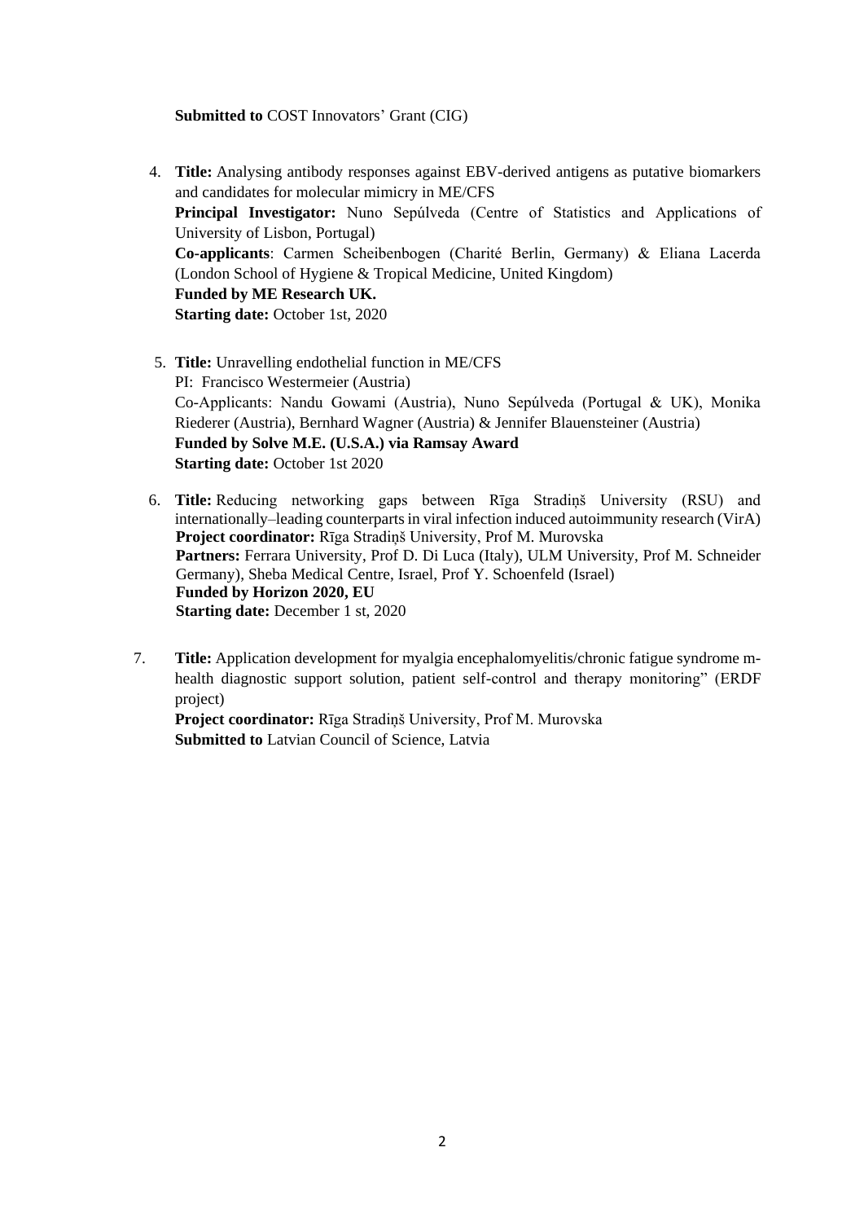**Submitted to** COST Innovators' Grant (CIG)

4. **Title:** Analysing antibody responses against EBV-derived antigens as putative biomarkers and candidates for molecular mimicry in ME/CFS
   **Principal Investigator:** Nuno Sepúlveda (Centre of Statistics and Applications of University of Lisbon, Portugal)
   **Co-applicants**: Carmen Scheibenbogen (Charité Berlin, Germany) & Eliana Lacerda (London School of Hygiene & Tropical Medicine, United Kingdom)
   **Funded by ME Research UK.**
   **Starting date:** October 1st, 2020

5. **Title:** Unravelling endothelial function in ME/CFS
   PI: Francisco Westermeier (Austria)
   Co-Applicants: Nandu Gowami (Austria), Nuno Sepúlveda (Portugal & UK), Monika Riederer (Austria), Bernhard Wagner (Austria) & Jennifer Blauensteiner (Austria)
   **Funded by Solve M.E. (U.S.A.) via Ramsay Award**
   **Starting date:** October 1st 2020

6. **Title:** Reducing networking gaps between Rīga Stradiņš University (RSU) and internationally–leading counterparts in viral infection induced autoimmunity research (VirA)
   **Project coordinator:** Rīga Stradiņš University, Prof M. Murovska
   **Partners:** Ferrara University, Prof D. Di Luca (Italy), ULM University, Prof M. Schneider Germany), Sheba Medical Centre, Israel, Prof Y. Schoenfeld (Israel)
   **Funded by Horizon 2020, EU**
   **Starting date:** December 1 st, 2020

7. **Title:** Application development for myalgia encephalomyelitis/chronic fatigue syndrome m-health diagnostic support solution, patient self-control and therapy monitoring" (ERDF project)
   **Project coordinator:** Rīga Stradiņš University, Prof M. Murovska
   **Submitted to** Latvian Council of Science, Latvia